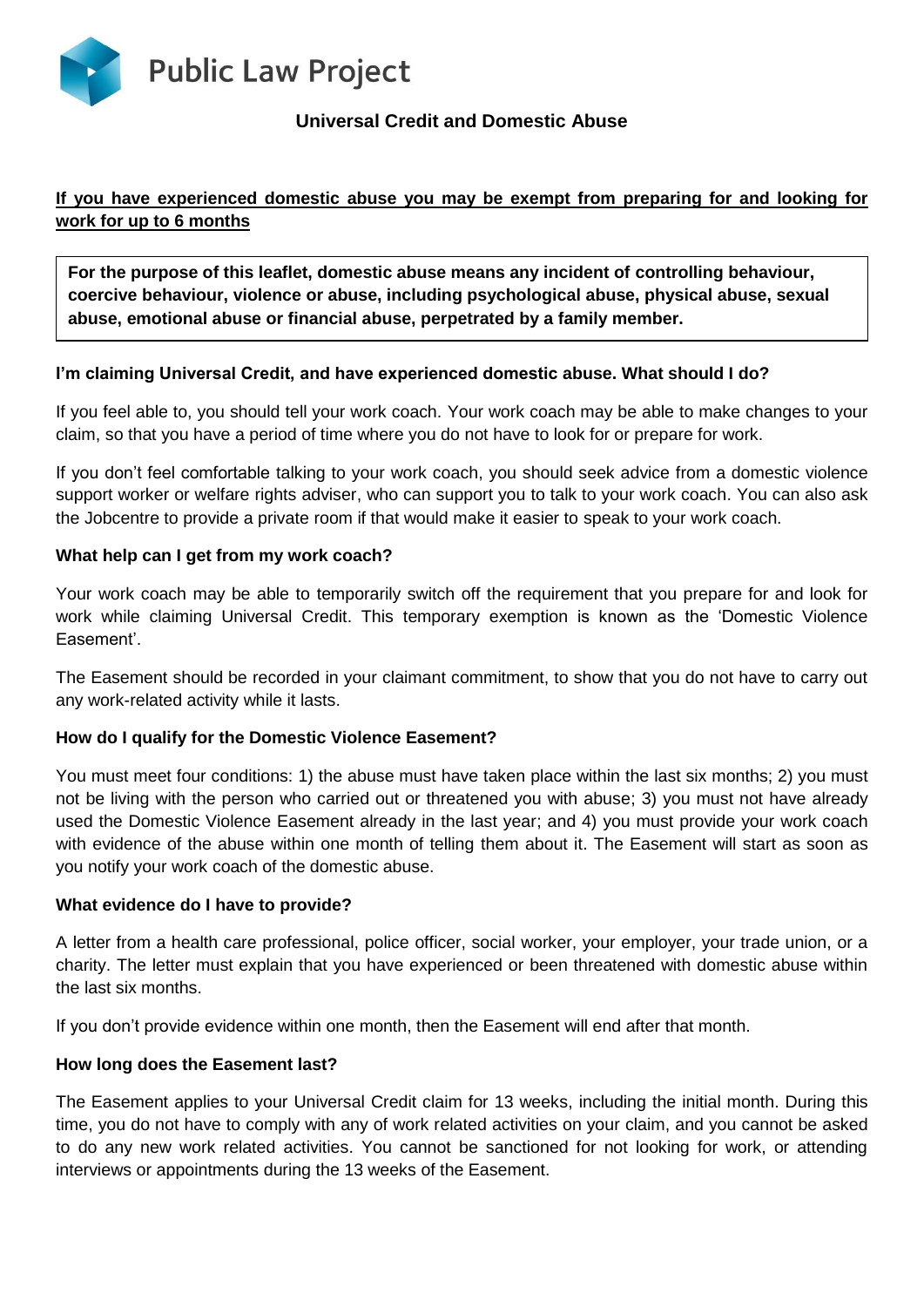**Public Law Project**

## Universal Credit and Domestic Abuse

**If you have experienced domestic abuse you may be exempt from preparing for and looking for work for up to 6 months**

**For the purpose of this leaflet, domestic abuse means any incident of controlling behaviour, coercive behaviour, violence or abuse, including psychological abuse, physical abuse, sexual abuse, emotional abuse or financial abuse, perpetrated by a family member.**

### I'm claiming Universal Credit, and have experienced domestic abuse. What should I do?

If you feel able to, you should tell your work coach. Your work coach may be able to make changes to your claim, so that you have a period of time where you do not have to look for or prepare for work.

If you don't feel comfortable talking to your work coach, you should seek advice from a domestic violence support worker or welfare rights adviser, who can support you to talk to your work coach. You can also ask the Jobcentre to provide a private room if that would make it easier to speak to your work coach.

### What help can I get from my work coach?

Your work coach may be able to temporarily switch off the requirement that you prepare for and look for work while claiming Universal Credit. This temporary exemption is known as the 'Domestic Violence Easement'.

The Easement should be recorded in your claimant commitment, to show that you do not have to carry out any work-related activity while it lasts.

### How do I qualify for the Domestic Violence Easement?

You must meet four conditions: 1) the abuse must have taken place within the last six months; 2) you must not be living with the person who carried out or threatened you with abuse; 3) you must not have already used the Domestic Violence Easement already in the last year; and 4) you must provide your work coach with evidence of the abuse within one month of telling them about it. The Easement will start as soon as you notify your work coach of the domestic abuse.

### What evidence do I have to provide?

A letter from a health care professional, police officer, social worker, your employer, your trade union, or a charity. The letter must explain that you have experienced or been threatened with domestic abuse within the last six months.

If you don't provide evidence within one month, then the Easement will end after that month.

### How long does the Easement last?

The Easement applies to your Universal Credit claim for 13 weeks, including the initial month. During this time, you do not have to comply with any of work related activities on your claim, and you cannot be asked to do any new work related activities. You cannot be sanctioned for not looking for work, or attending interviews or appointments during the 13 weeks of the Easement.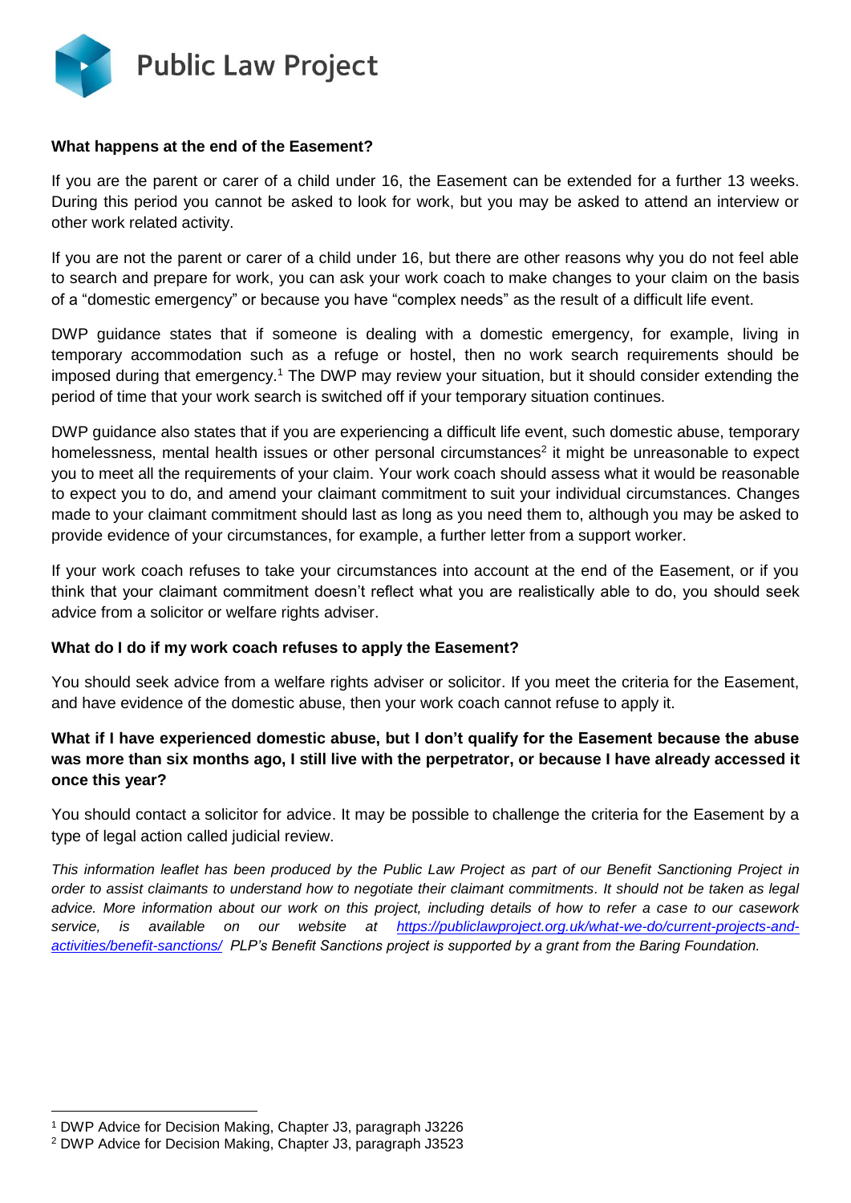**What happens at the end of the Easement?**

If you are the parent or carer of a child under 16, the Easement can be extended for a further 13 weeks. During this period you cannot be asked to look for work, but you may be asked to attend an interview or other work related activity.

If you are not the parent or carer of a child under 16, but there are other reasons why you do not feel able to search and prepare for work, you can ask your work coach to make changes to your claim on the basis of a "domestic emergency" or because you have "complex needs" as the result of a difficult life event.

DWP guidance states that if someone is dealing with a domestic emergency, for example, living in temporary accommodation such as a refuge or hostel, then no work search requirements should be imposed during that emergency.[1] The DWP may review your situation, but it should consider extending the period of time that your work search is switched off if your temporary situation continues.

DWP guidance also states that if you are experiencing a difficult life event, such domestic abuse, temporary homelessness, mental health issues or other personal circumstances[2] it might be unreasonable to expect you to meet all the requirements of your claim. Your work coach should assess what it would be reasonable to expect you to do, and amend your claimant commitment to suit your individual circumstances. Changes made to your claimant commitment should last as long as you need them to, although you may be asked to provide evidence of your circumstances, for example, a further letter from a support worker.

If your work coach refuses to take your circumstances into account at the end of the Easement, or if you think that your claimant commitment doesn't reflect what you are realistically able to do, you should seek advice from a solicitor or welfare rights adviser.

**What do I do if my work coach refuses to apply the Easement?**

You should seek advice from a welfare rights adviser or solicitor. If you meet the criteria for the Easement, and have evidence of the domestic abuse, then your work coach cannot refuse to apply it.

**What if I have experienced domestic abuse, but I don't qualify for the Easement because the abuse was more than six months ago, I still live with the perpetrator, or because I have already accessed it once this year?**

You should contact a solicitor for advice. It may be possible to challenge the criteria for the Easement by a type of legal action called judicial review.

*This information leaflet has been produced by the Public Law Project as part of our Benefit Sanctioning Project in order to assist claimants to understand how to negotiate their claimant commitments. It should not be taken as legal advice. More information about our work on this project, including details of how to refer a case to our casework service, is available on our website at [https://publiclawproject.org.uk/what-we-do/current-projects-and-activities/benefit-sanctions/](https://publiclawproject.org.uk/what-we-do/current-projects-and-activities/benefit-sanctions/) PLP's Benefit Sanctions project is supported by a grant from the Baring Foundation.*

---

[1] DWP Advice for Decision Making, Chapter J3, paragraph J3226

[2] DWP Advice for Decision Making, Chapter J3, paragraph J3523